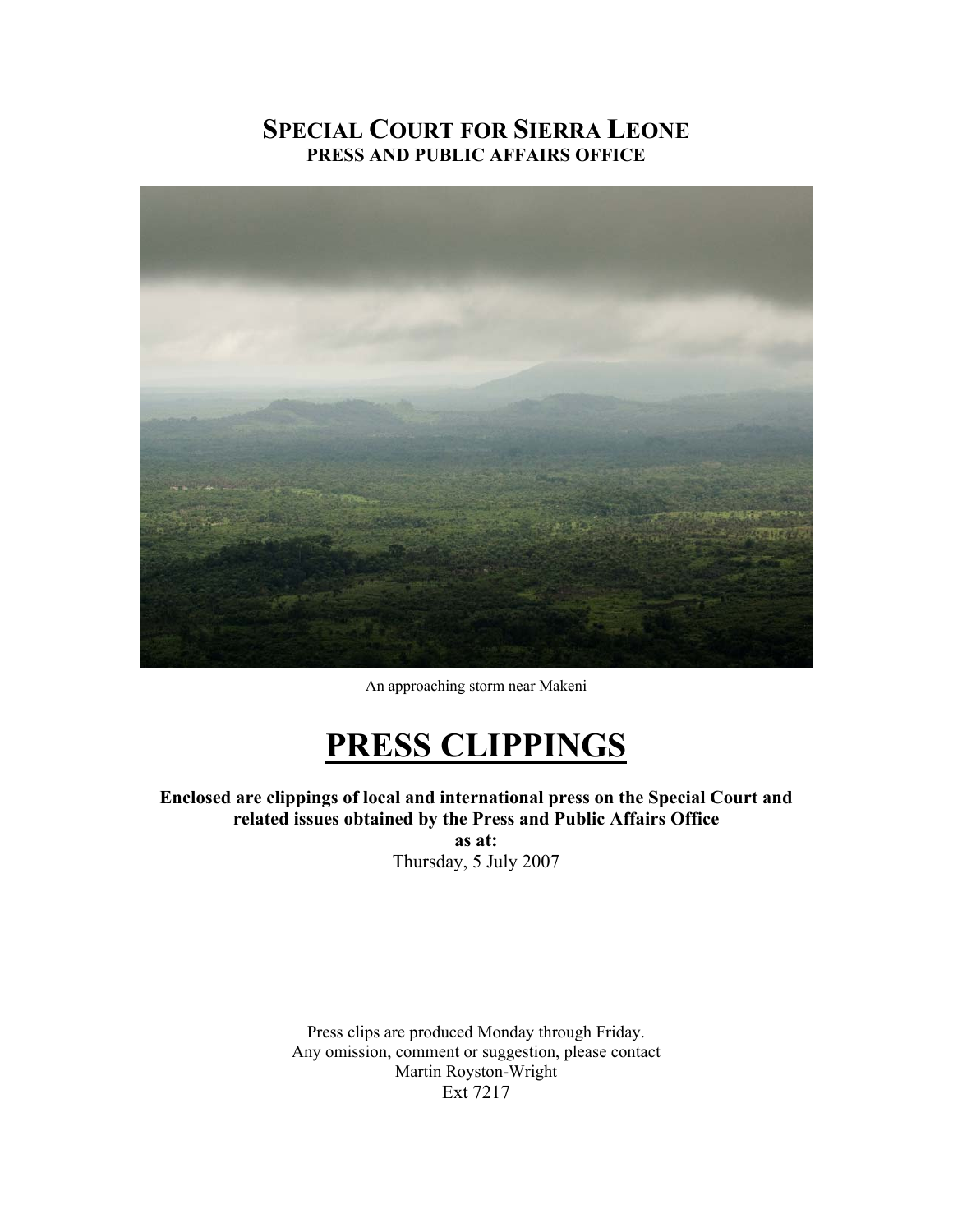# SPECIAL COURT FOR SIERRA LEONE
## PRESS AND PUBLIC AFFAIRS OFFICE

An approaching storm near Makeni

# PRESS CLIPPINGS

**Enclosed are clippings of local and international press on the Special Court and related issues obtained by the Press and Public Affairs Office**

**as at:**

Thursday, 5 July 2007

Press clips are produced Monday through Friday.
Any omission, comment or suggestion, please contact
Martin Royston-Wright
Ext 7217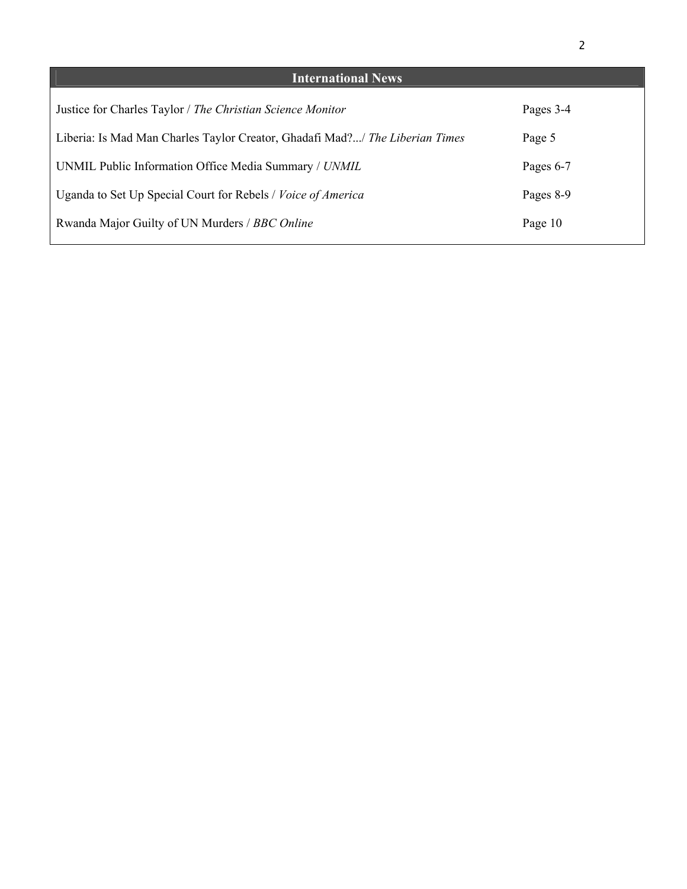## International News

| | |
|---|---|
| Justice for Charles Taylor / *The Christian Science Monitor* | Pages 3-4 |
| Liberia: Is Mad Man Charles Taylor Creator, Ghadafi Mad?.../ *The Liberian Times* | Page 5 |
| UNMIL Public Information Office Media Summary / *UNMIL* | Pages 6-7 |
| Uganda to Set Up Special Court for Rebels / *Voice of America* | Pages 8-9 |
| Rwanda Major Guilty of UN Murders / *BBC Online* | Page 10 |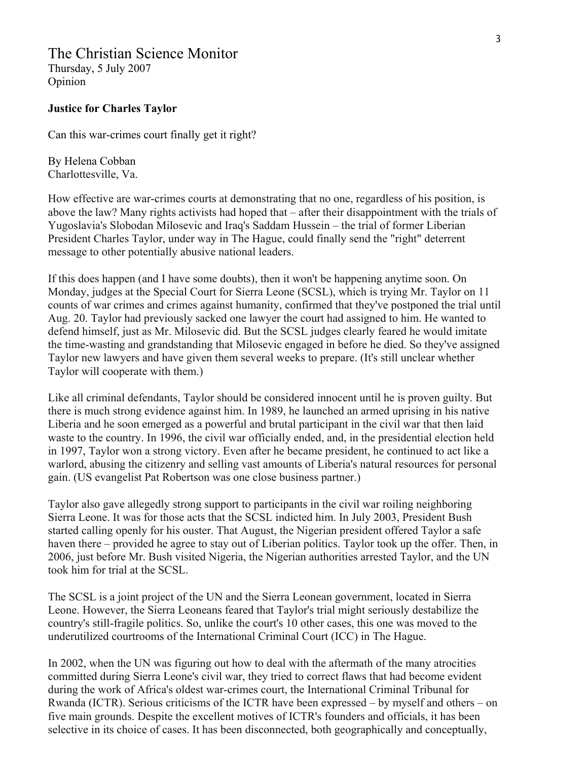The Christian Science Monitor
Thursday, 5 July 2007
Opinion

**Justice for Charles Taylor**

Can this war-crimes court finally get it right?

By Helena Cobban
Charlottesville, Va.

How effective are war-crimes courts at demonstrating that no one, regardless of his position, is above the law? Many rights activists had hoped that – after their disappointment with the trials of Yugoslavia's Slobodan Milosevic and Iraq's Saddam Hussein – the trial of former Liberian President Charles Taylor, under way in The Hague, could finally send the "right" deterrent message to other potentially abusive national leaders.

If this does happen (and I have some doubts), then it won't be happening anytime soon. On Monday, judges at the Special Court for Sierra Leone (SCSL), which is trying Mr. Taylor on 11 counts of war crimes and crimes against humanity, confirmed that they've postponed the trial until Aug. 20. Taylor had previously sacked one lawyer the court had assigned to him. He wanted to defend himself, just as Mr. Milosevic did. But the SCSL judges clearly feared he would imitate the time-wasting and grandstanding that Milosevic engaged in before he died. So they've assigned Taylor new lawyers and have given them several weeks to prepare. (It's still unclear whether Taylor will cooperate with them.)

Like all criminal defendants, Taylor should be considered innocent until he is proven guilty. But there is much strong evidence against him. In 1989, he launched an armed uprising in his native Liberia and he soon emerged as a powerful and brutal participant in the civil war that then laid waste to the country. In 1996, the civil war officially ended, and, in the presidential election held in 1997, Taylor won a strong victory. Even after he became president, he continued to act like a warlord, abusing the citizenry and selling vast amounts of Liberia's natural resources for personal gain. (US evangelist Pat Robertson was one close business partner.)

Taylor also gave allegedly strong support to participants in the civil war roiling neighboring Sierra Leone. It was for those acts that the SCSL indicted him. In July 2003, President Bush started calling openly for his ouster. That August, the Nigerian president offered Taylor a safe haven there – provided he agree to stay out of Liberian politics. Taylor took up the offer. Then, in 2006, just before Mr. Bush visited Nigeria, the Nigerian authorities arrested Taylor, and the UN took him for trial at the SCSL.

The SCSL is a joint project of the UN and the Sierra Leonean government, located in Sierra Leone. However, the Sierra Leoneans feared that Taylor's trial might seriously destabilize the country's still-fragile politics. So, unlike the court's 10 other cases, this one was moved to the underutilized courtrooms of the International Criminal Court (ICC) in The Hague.

In 2002, when the UN was figuring out how to deal with the aftermath of the many atrocities committed during Sierra Leone's civil war, they tried to correct flaws that had become evident during the work of Africa's oldest war-crimes court, the International Criminal Tribunal for Rwanda (ICTR). Serious criticisms of the ICTR have been expressed – by myself and others – on five main grounds. Despite the excellent motives of ICTR's founders and officials, it has been selective in its choice of cases. It has been disconnected, both geographically and conceptually,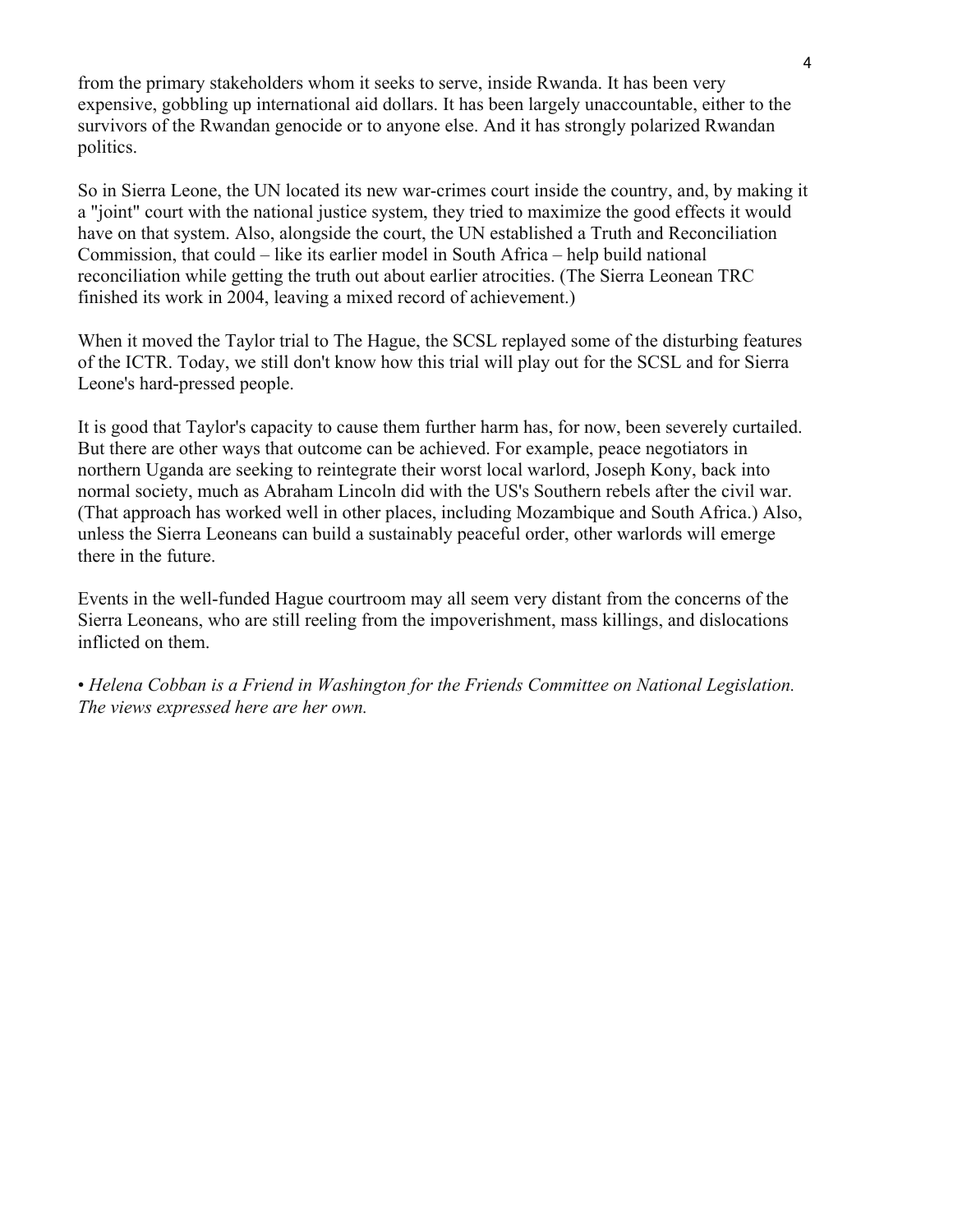from the primary stakeholders whom it seeks to serve, inside Rwanda. It has been very expensive, gobbling up international aid dollars. It has been largely unaccountable, either to the survivors of the Rwandan genocide or to anyone else. And it has strongly polarized Rwandan politics.

So in Sierra Leone, the UN located its new war-crimes court inside the country, and, by making it a "joint" court with the national justice system, they tried to maximize the good effects it would have on that system. Also, alongside the court, the UN established a Truth and Reconciliation Commission, that could – like its earlier model in South Africa – help build national reconciliation while getting the truth out about earlier atrocities. (The Sierra Leonean TRC finished its work in 2004, leaving a mixed record of achievement.)

When it moved the Taylor trial to The Hague, the SCSL replayed some of the disturbing features of the ICTR. Today, we still don't know how this trial will play out for the SCSL and for Sierra Leone's hard-pressed people.

It is good that Taylor's capacity to cause them further harm has, for now, been severely curtailed. But there are other ways that outcome can be achieved. For example, peace negotiators in northern Uganda are seeking to reintegrate their worst local warlord, Joseph Kony, back into normal society, much as Abraham Lincoln did with the US's Southern rebels after the civil war. (That approach has worked well in other places, including Mozambique and South Africa.) Also, unless the Sierra Leoneans can build a sustainably peaceful order, other warlords will emerge there in the future.

Events in the well-funded Hague courtroom may all seem very distant from the concerns of the Sierra Leoneans, who are still reeling from the impoverishment, mass killings, and dislocations inflicted on them.

• *Helena Cobban is a Friend in Washington for the Friends Committee on National Legislation. The views expressed here are her own.*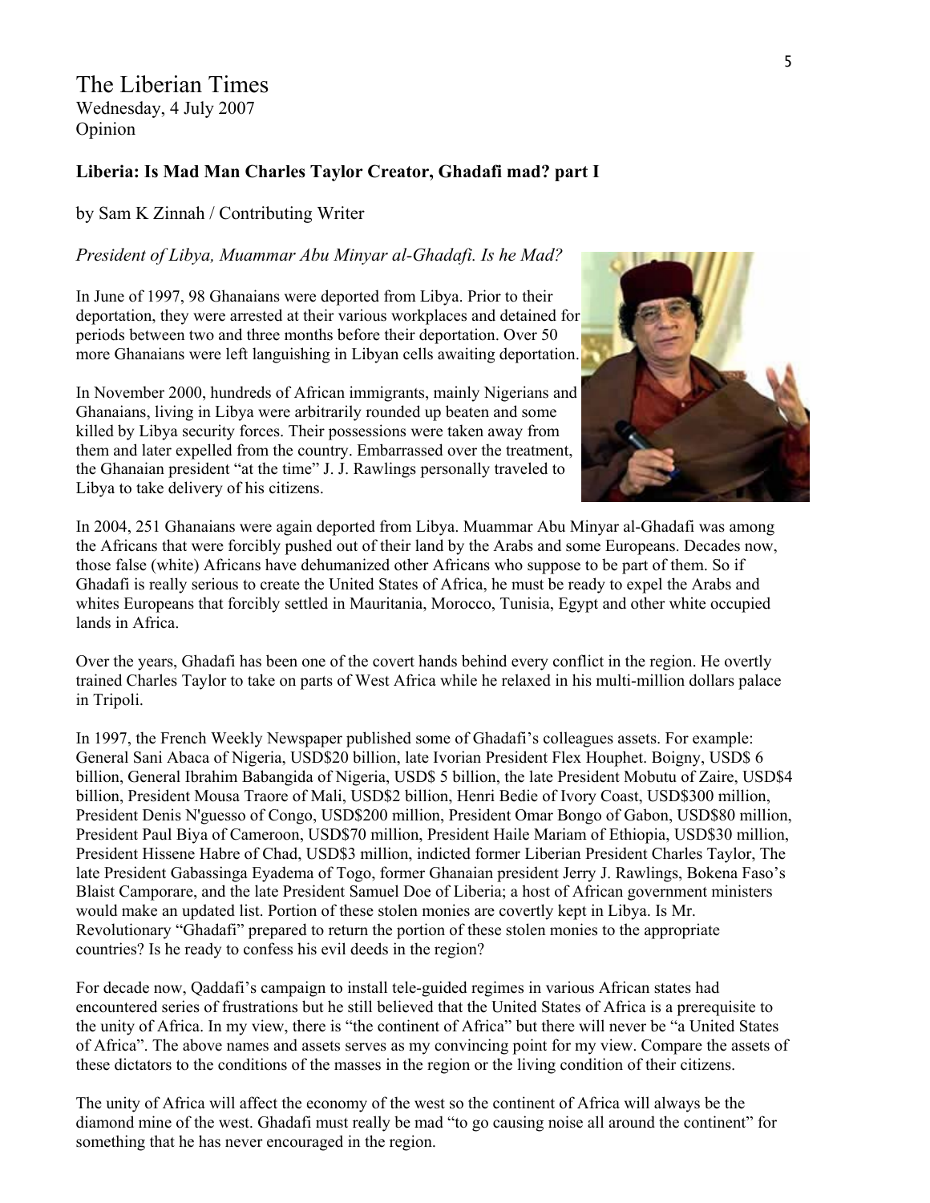The Liberian Times
Wednesday, 4 July 2007
Opinion

**Liberia: Is Mad Man Charles Taylor Creator, Ghadafi mad? part I**

by Sam K Zinnah / Contributing Writer

*President of Libya, Muammar Abu Minyar al-Ghadafi. Is he Mad?*

In June of 1997, 98 Ghanaians were deported from Libya. Prior to their deportation, they were arrested at their various workplaces and detained for periods between two and three months before their deportation. Over 50 more Ghanaians were left languishing in Libyan cells awaiting deportation.

In November 2000, hundreds of African immigrants, mainly Nigerians and Ghanaians, living in Libya were arbitrarily rounded up beaten and some killed by Libya security forces. Their possessions were taken away from them and later expelled from the country. Embarrassed over the treatment, the Ghanaian president "at the time" J. J. Rawlings personally traveled to Libya to take delivery of his citizens.

In 2004, 251 Ghanaians were again deported from Libya. Muammar Abu Minyar al-Ghadafi was among the Africans that were forcibly pushed out of their land by the Arabs and some Europeans. Decades now, those false (white) Africans have dehumanized other Africans who suppose to be part of them. So if Ghadafi is really serious to create the United States of Africa, he must be ready to expel the Arabs and whites Europeans that forcibly settled in Mauritania, Morocco, Tunisia, Egypt and other white occupied lands in Africa.

Over the years, Ghadafi has been one of the covert hands behind every conflict in the region. He overtly trained Charles Taylor to take on parts of West Africa while he relaxed in his multi-million dollars palace in Tripoli.

In 1997, the French Weekly Newspaper published some of Ghadafi's colleagues assets. For example: General Sani Abaca of Nigeria, USD$20 billion, late Ivorian President Flex Houphet. Boigny, USD$ 6 billion, General Ibrahim Babangida of Nigeria, USD$ 5 billion, the late President Mobutu of Zaire, USD$4 billion, President Mousa Traore of Mali, USD$2 billion, Henri Bedie of Ivory Coast, USD$300 million, President Denis N'guesso of Congo, USD$200 million, President Omar Bongo of Gabon, USD$80 million, President Paul Biya of Cameroon, USD$70 million, President Haile Mariam of Ethiopia, USD$30 million, President Hissene Habre of Chad, USD$3 million, indicted former Liberian President Charles Taylor, The late President Gabassinga Eyadema of Togo, former Ghanaian president Jerry J. Rawlings, Bokena Faso's Blaist Camporare, and the late President Samuel Doe of Liberia; a host of African government ministers would make an updated list. Portion of these stolen monies are covertly kept in Libya. Is Mr. Revolutionary "Ghadafi" prepared to return the portion of these stolen monies to the appropriate countries? Is he ready to confess his evil deeds in the region?

For decade now, Qaddafi's campaign to install tele-guided regimes in various African states had encountered series of frustrations but he still believed that the United States of Africa is a prerequisite to the unity of Africa. In my view, there is "the continent of Africa" but there will never be "a United States of Africa". The above names and assets serves as my convincing point for my view. Compare the assets of these dictators to the conditions of the masses in the region or the living condition of their citizens.

The unity of Africa will affect the economy of the west so the continent of Africa will always be the diamond mine of the west. Ghadafi must really be mad "to go causing noise all around the continent" for something that he has never encouraged in the region.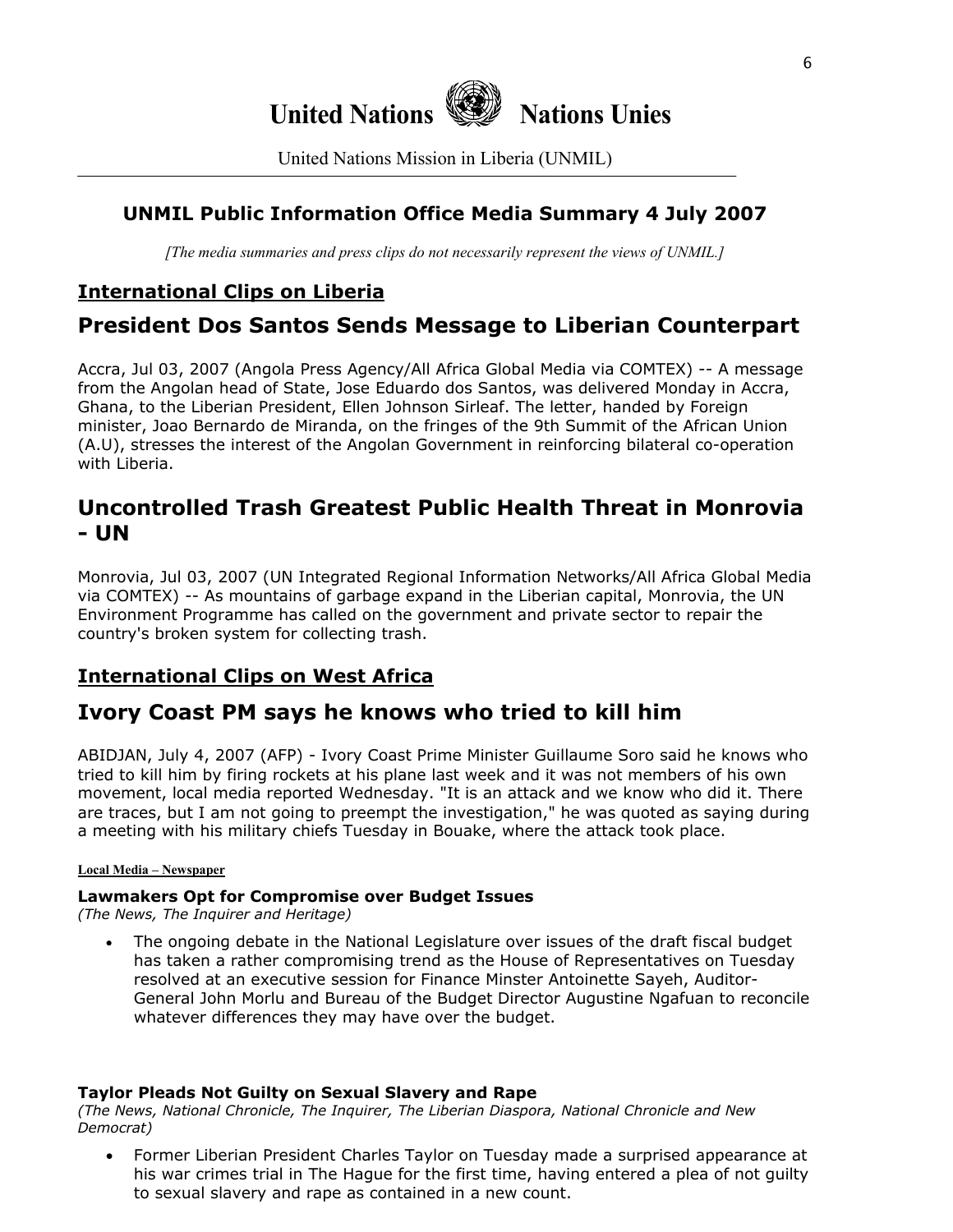# United Nations Nations Unies

United Nations Mission in Liberia (UNMIL)

## UNMIL Public Information Office Media Summary 4 July 2007

*[The media summaries and press clips do not necessarily represent the views of UNMIL.]*

### International Clips on Liberia

## President Dos Santos Sends Message to Liberian Counterpart

Accra, Jul 03, 2007 (Angola Press Agency/All Africa Global Media via COMTEX) -- A message from the Angolan head of State, Jose Eduardo dos Santos, was delivered Monday in Accra, Ghana, to the Liberian President, Ellen Johnson Sirleaf. The letter, handed by Foreign minister, Joao Bernardo de Miranda, on the fringes of the 9th Summit of the African Union (A.U), stresses the interest of the Angolan Government in reinforcing bilateral co-operation with Liberia.

## Uncontrolled Trash Greatest Public Health Threat in Monrovia - UN

Monrovia, Jul 03, 2007 (UN Integrated Regional Information Networks/All Africa Global Media via COMTEX) -- As mountains of garbage expand in the Liberian capital, Monrovia, the UN Environment Programme has called on the government and private sector to repair the country's broken system for collecting trash.

### International Clips on West Africa

## Ivory Coast PM says he knows who tried to kill him

ABIDJAN, July 4, 2007 (AFP) - Ivory Coast Prime Minister Guillaume Soro said he knows who tried to kill him by firing rockets at his plane last week and it was not members of his own movement, local media reported Wednesday. "It is an attack and we know who did it. There are traces, but I am not going to preempt the investigation," he was quoted as saying during a meeting with his military chiefs Tuesday in Bouake, where the attack took place.

#### Local Media – Newspaper

**Lawmakers Opt for Compromise over Budget Issues**
*(The News, The Inquirer and Heritage)*

- The ongoing debate in the National Legislature over issues of the draft fiscal budget has taken a rather compromising trend as the House of Representatives on Tuesday resolved at an executive session for Finance Minster Antoinette Sayeh, Auditor-General John Morlu and Bureau of the Budget Director Augustine Ngafuan to reconcile whatever differences they may have over the budget.

**Taylor Pleads Not Guilty on Sexual Slavery and Rape**
*(The News, National Chronicle, The Inquirer, The Liberian Diaspora, National Chronicle and New Democrat)*

- Former Liberian President Charles Taylor on Tuesday made a surprised appearance at his war crimes trial in The Hague for the first time, having entered a plea of not guilty to sexual slavery and rape as contained in a new count.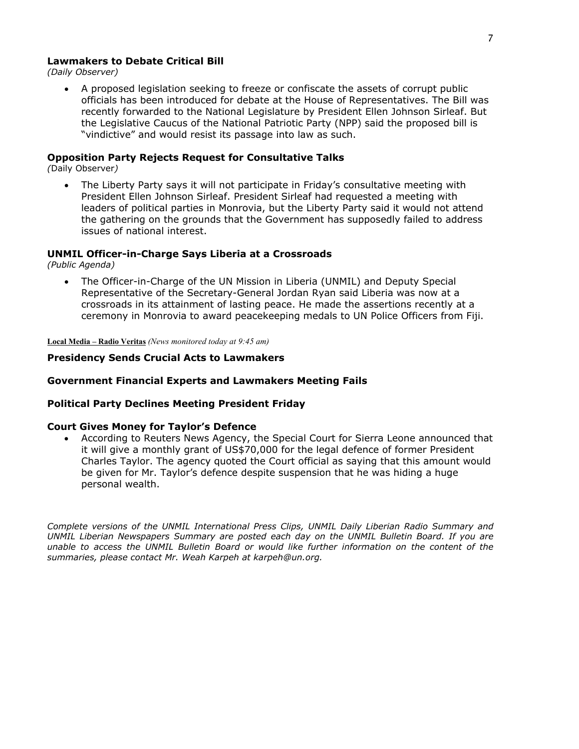**Lawmakers to Debate Critical Bill**
*(Daily Observer)*

- A proposed legislation seeking to freeze or confiscate the assets of corrupt public officials has been introduced for debate at the House of Representatives. The Bill was recently forwarded to the National Legislature by President Ellen Johnson Sirleaf. But the Legislative Caucus of the National Patriotic Party (NPP) said the proposed bill is "vindictive" and would resist its passage into law as such.

**Opposition Party Rejects Request for Consultative Talks**
*(Daily Observer)*

- The Liberty Party says it will not participate in Friday's consultative meeting with President Ellen Johnson Sirleaf. President Sirleaf had requested a meeting with leaders of political parties in Monrovia, but the Liberty Party said it would not attend the gathering on the grounds that the Government has supposedly failed to address issues of national interest.

**UNMIL Officer-in-Charge Says Liberia at a Crossroads**
*(Public Agenda)*

- The Officer-in-Charge of the UN Mission in Liberia (UNMIL) and Deputy Special Representative of the Secretary-General Jordan Ryan said Liberia was now at a crossroads in its attainment of lasting peace. He made the assertions recently at a ceremony in Monrovia to award peacekeeping medals to UN Police Officers from Fiji.

**Local Media – Radio Veritas** *(News monitored today at 9:45 am)*

**Presidency Sends Crucial Acts to Lawmakers**

**Government Financial Experts and Lawmakers Meeting Fails**

**Political Party Declines Meeting President Friday**

**Court Gives Money for Taylor's Defence**

- According to Reuters News Agency, the Special Court for Sierra Leone announced that it will give a monthly grant of US$70,000 for the legal defence of former President Charles Taylor. The agency quoted the Court official as saying that this amount would be given for Mr. Taylor's defence despite suspension that he was hiding a huge personal wealth.

*Complete versions of the UNMIL International Press Clips, UNMIL Daily Liberian Radio Summary and UNMIL Liberian Newspapers Summary are posted each day on the UNMIL Bulletin Board. If you are unable to access the UNMIL Bulletin Board or would like further information on the content of the summaries, please contact Mr. Weah Karpeh at karpeh@un.org.*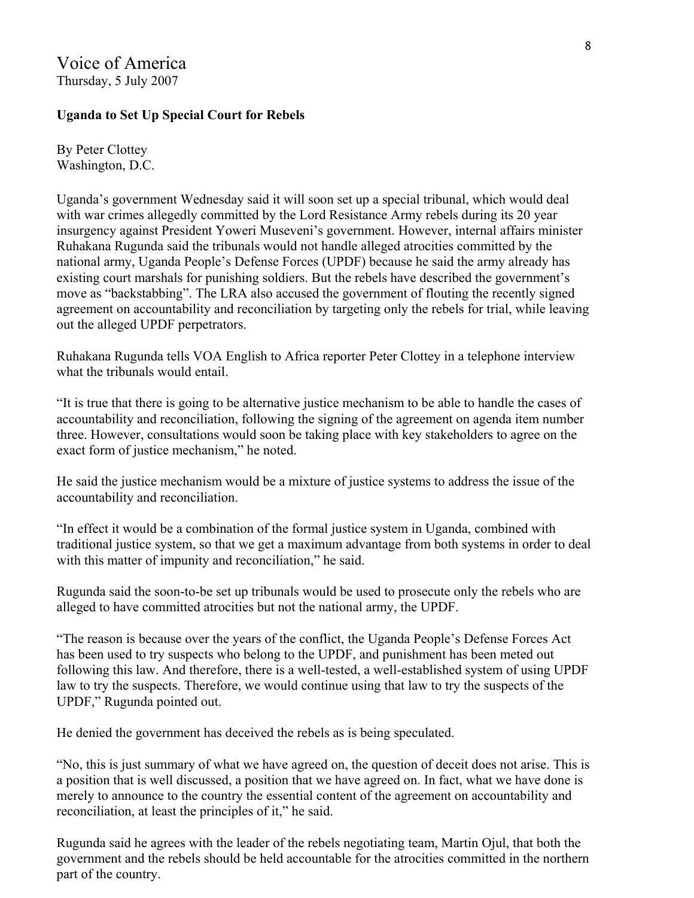Voice of America
Thursday, 5 July 2007

**Uganda to Set Up Special Court for Rebels**

By Peter Clottey
Washington, D.C.

Uganda's government Wednesday said it will soon set up a special tribunal, which would deal with war crimes allegedly committed by the Lord Resistance Army rebels during its 20 year insurgency against President Yoweri Museveni's government. However, internal affairs minister Ruhakana Rugunda said the tribunals would not handle alleged atrocities committed by the national army, Uganda People's Defense Forces (UPDF) because he said the army already has existing court marshals for punishing soldiers. But the rebels have described the government's move as "backstabbing". The LRA also accused the government of flouting the recently signed agreement on accountability and reconciliation by targeting only the rebels for trial, while leaving out the alleged UPDF perpetrators.

Ruhakana Rugunda tells VOA English to Africa reporter Peter Clottey in a telephone interview what the tribunals would entail.

"It is true that there is going to be alternative justice mechanism to be able to handle the cases of accountability and reconciliation, following the signing of the agreement on agenda item number three. However, consultations would soon be taking place with key stakeholders to agree on the exact form of justice mechanism," he noted.

He said the justice mechanism would be a mixture of justice systems to address the issue of the accountability and reconciliation.

"In effect it would be a combination of the formal justice system in Uganda, combined with traditional justice system, so that we get a maximum advantage from both systems in order to deal with this matter of impunity and reconciliation," he said.

Rugunda said the soon-to-be set up tribunals would be used to prosecute only the rebels who are alleged to have committed atrocities but not the national army, the UPDF.

"The reason is because over the years of the conflict, the Uganda People's Defense Forces Act has been used to try suspects who belong to the UPDF, and punishment has been meted out following this law. And therefore, there is a well-tested, a well-established system of using UPDF law to try the suspects. Therefore, we would continue using that law to try the suspects of the UPDF," Rugunda pointed out.

He denied the government has deceived the rebels as is being speculated.

"No, this is just summary of what we have agreed on, the question of deceit does not arise. This is a position that is well discussed, a position that we have agreed on. In fact, what we have done is merely to announce to the country the essential content of the agreement on accountability and reconciliation, at least the principles of it," he said.

Rugunda said he agrees with the leader of the rebels negotiating team, Martin Ojul, that both the government and the rebels should be held accountable for the atrocities committed in the northern part of the country.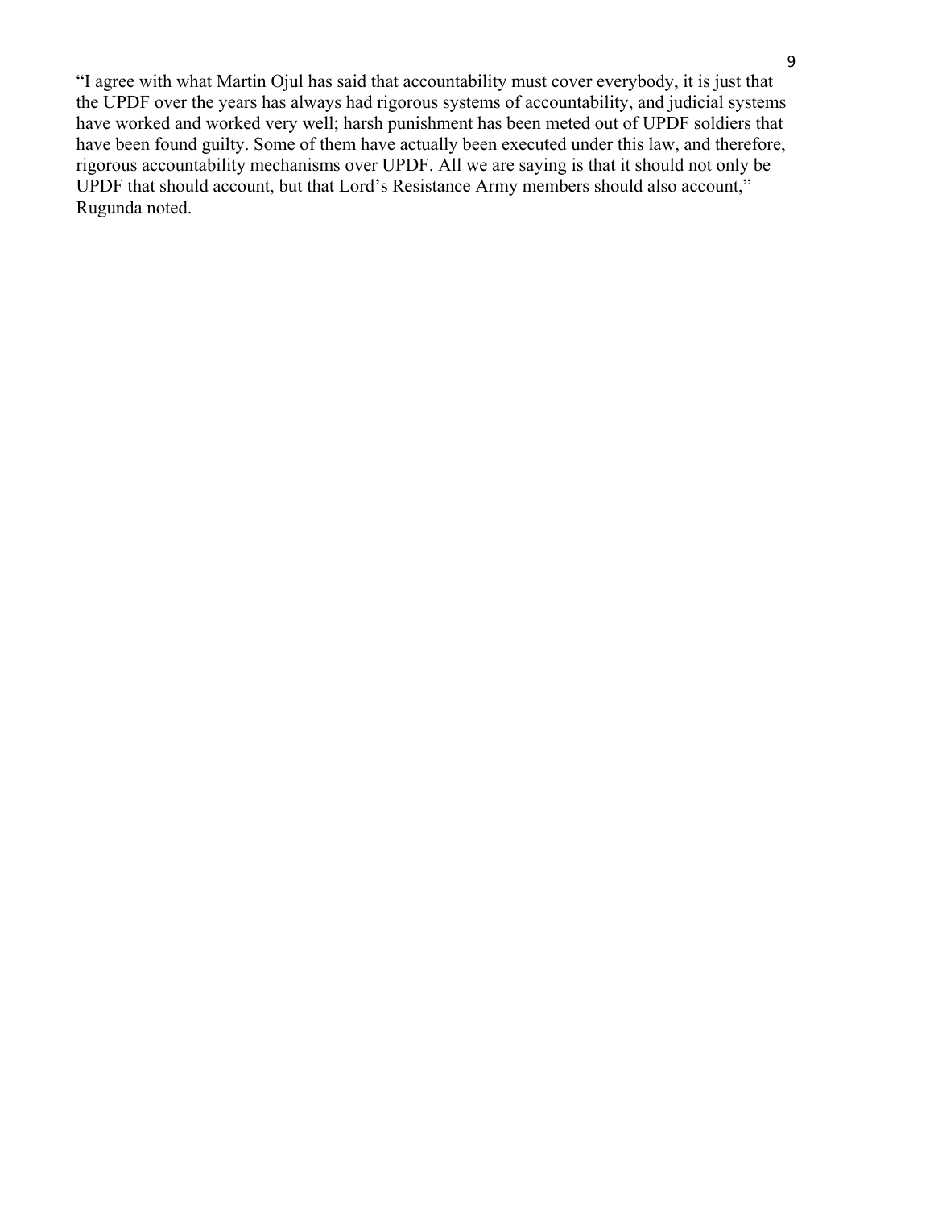"I agree with what Martin Ojul has said that accountability must cover everybody, it is just that the UPDF over the years has always had rigorous systems of accountability, and judicial systems have worked and worked very well; harsh punishment has been meted out of UPDF soldiers that have been found guilty. Some of them have actually been executed under this law, and therefore, rigorous accountability mechanisms over UPDF. All we are saying is that it should not only be UPDF that should account, but that Lord's Resistance Army members should also account," Rugunda noted.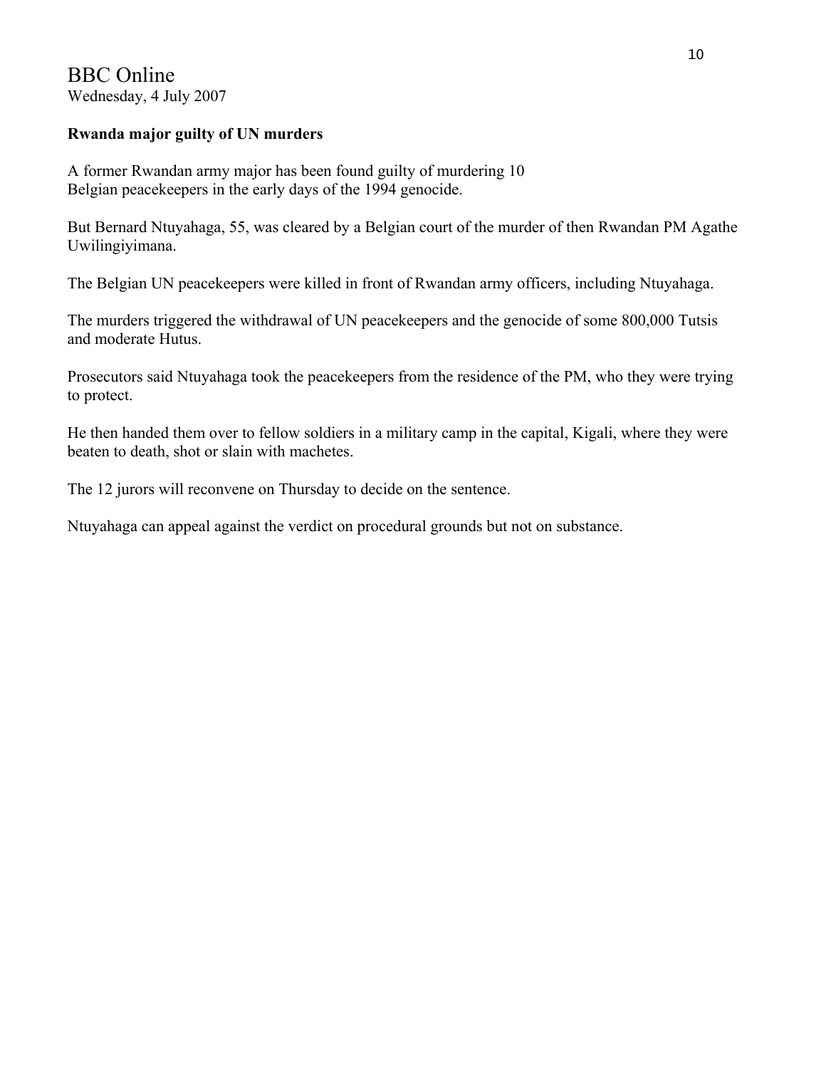BBC Online
Wednesday, 4 July 2007

**Rwanda major guilty of UN murders**

A former Rwandan army major has been found guilty of murdering 10 Belgian peacekeepers in the early days of the 1994 genocide.

But Bernard Ntuyahaga, 55, was cleared by a Belgian court of the murder of then Rwandan PM Agathe Uwilingiyimana.

The Belgian UN peacekeepers were killed in front of Rwandan army officers, including Ntuyahaga.

The murders triggered the withdrawal of UN peacekeepers and the genocide of some 800,000 Tutsis and moderate Hutus.

Prosecutors said Ntuyahaga took the peacekeepers from the residence of the PM, who they were trying to protect.

He then handed them over to fellow soldiers in a military camp in the capital, Kigali, where they were beaten to death, shot or slain with machetes.

The 12 jurors will reconvene on Thursday to decide on the sentence.

Ntuyahaga can appeal against the verdict on procedural grounds but not on substance.